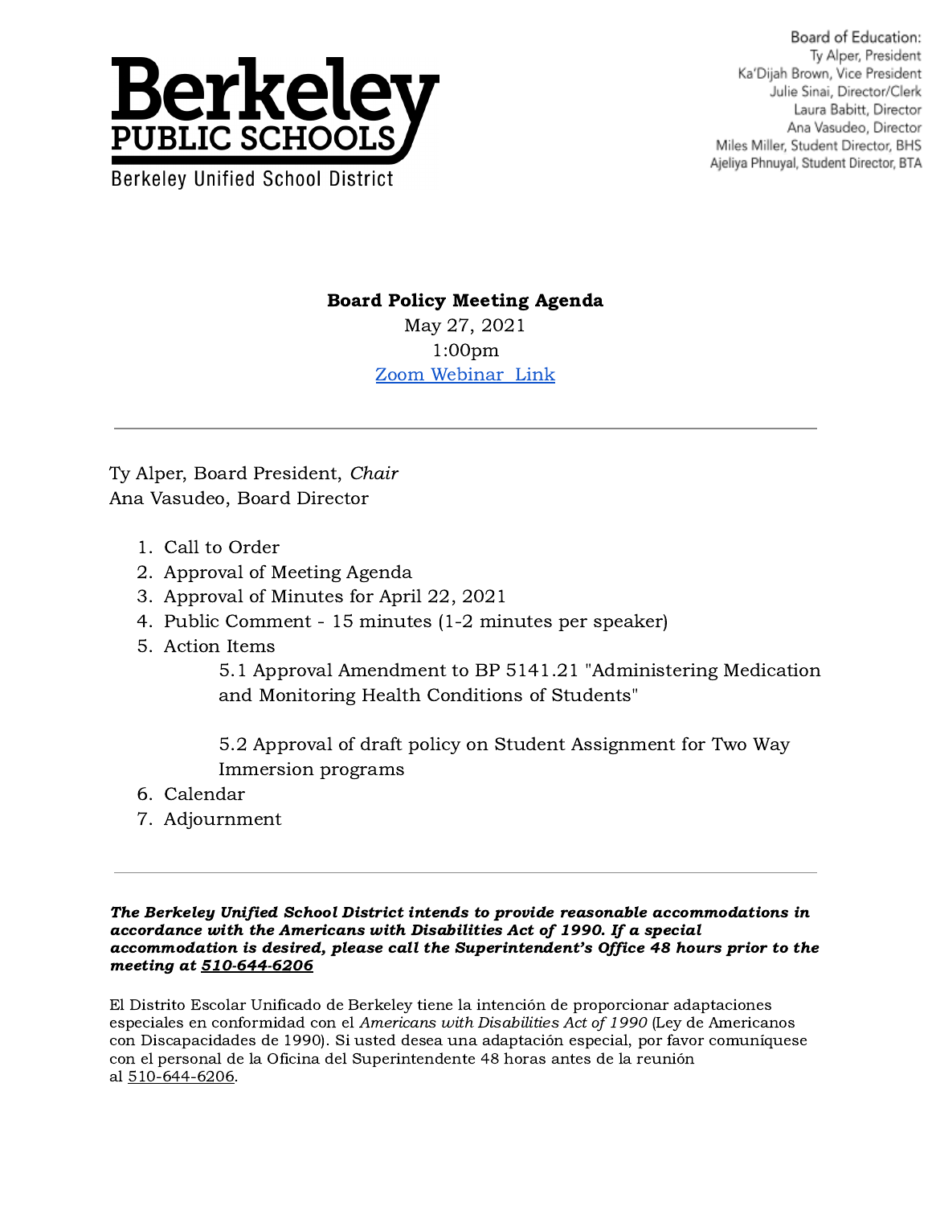Berkeley PUBLIC SCHOOLS
Berkeley Unified School District

Board of Education:
Ty Alper, President
Ka'Dijah Brown, Vice President
Julie Sinai, Director/Clerk
Laura Babitt, Director
Ana Vasudeo, Director
Miles Miller, Student Director, BHS
Ajeliya Phnuyal, Student Director, BTA

**Board Policy Meeting Agenda**
May 27, 2021
1:00pm
[Zoom Webinar Link]

---

Ty Alper, Board President, *Chair*
Ana Vasudeo, Board Director

1. Call to Order
2. Approval of Meeting Agenda
3. Approval of Minutes for April 22, 2021
4. Public Comment - 15 minutes (1-2 minutes per speaker)
5. Action Items
   - 5.1 Approval Amendment to BP 5141.21 "Administering Medication and Monitoring Health Conditions of Students"
   - 5.2 Approval of draft policy on Student Assignment for Two Way Immersion programs
6. Calendar
7. Adjournment

---

***The Berkeley Unified School District intends to provide reasonable accommodations in accordance with the Americans with Disabilities Act of 1990. If a special accommodation is desired, please call the Superintendent's Office 48 hours prior to the meeting at 510-644-6206***

El Distrito Escolar Unificado de Berkeley tiene la intención de proporcionar adaptaciones especiales en conformidad con el *Americans with Disabilities Act of 1990* (Ley de Americanos con Discapacidades de 1990). Si usted desea una adaptación especial, por favor comuníquese con el personal de la Oficina del Superintendente 48 horas antes de la reunión al 510-644-6206.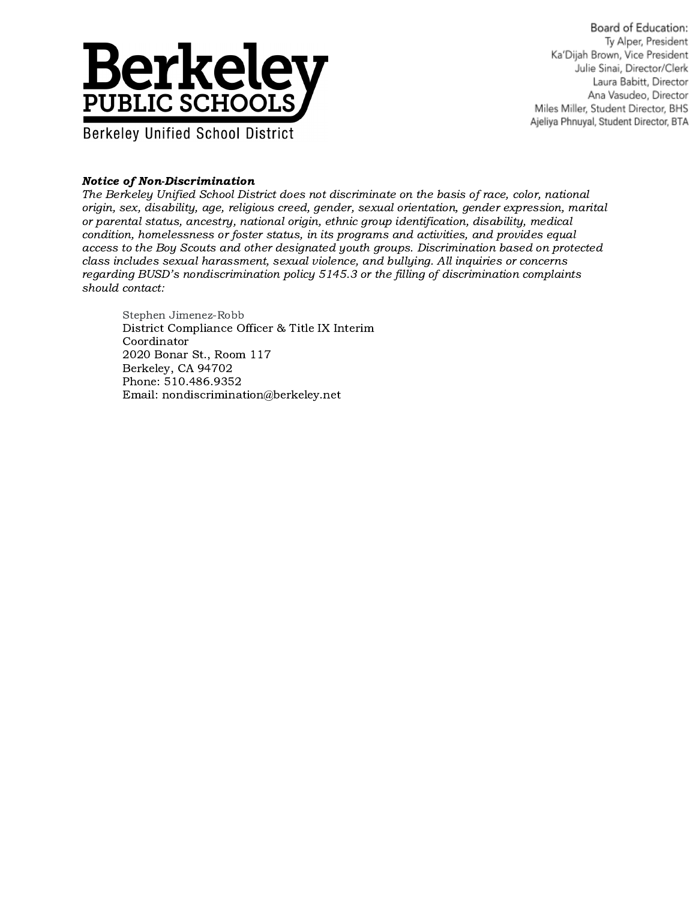**Berkeley PUBLIC SCHOOLS**
Berkeley Unified School District

Board of Education:
Ty Alper, President
Ka'Dijah Brown, Vice President
Julie Sinai, Director/Clerk
Laura Babitt, Director
Ana Vasudeo, Director
Miles Miller, Student Director, BHS
Ajeliya Phnuyal, Student Director, BTA

***Notice of Non-Discrimination***

*The Berkeley Unified School District does not discriminate on the basis of race, color, national origin, sex, disability, age, religious creed, gender, sexual orientation, gender expression, marital or parental status, ancestry, national origin, ethnic group identification, disability, medical condition, homelessness or foster status, in its programs and activities, and provides equal access to the Boy Scouts and other designated youth groups. Discrimination based on protected class includes sexual harassment, sexual violence, and bullying. All inquiries or concerns regarding BUSD's nondiscrimination policy 5145.3 or the filling of discrimination complaints should contact:*

Stephen Jimenez-Robb
District Compliance Officer & Title IX Interim Coordinator
2020 Bonar St., Room 117
Berkeley, CA 94702
Phone: 510.486.9352
Email: nondiscrimination@berkeley.net